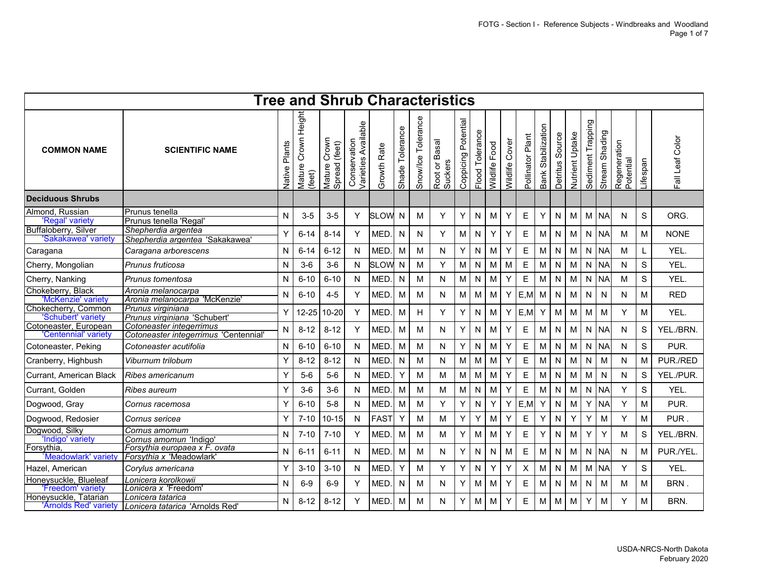# Tree and Shrub Characteristics

| COMMON NAME | SCIENTIFIC NAME | Native Plants | Mature Crown Height (feet) | Mature Crown Spread (feet) | Conservation Varieties Available | Growth Rate | Shade Tolerance | Snow/Ice Tolerance | Root or Basal Suckers | Coppicing Potential | Flood Tolerance | Wildlife Food | Wildlife Cover | Pollinator Plant | Bank Stabilization | Detritus Source | Nutrient Uptake | Sediment Trapping | Stream Shading | Regeneration Potential | Lifespan | Fall Leaf Color |
|---|---|---|---|---|---|---|---|---|---|---|---|---|---|---|---|---|---|---|---|---|---|---|
| **Deciduous Shrubs** | | | | | | | | | | | | | | | | | | | | | | |
| Almond, Russian<br>'Regal' variety | Prunus tenella<br>Prunus tenella 'Regal' | N | 3-5 | 3-5 | Y | SLOW | N | M | Y | Y | N | M | Y | E | Y | N | M | M | NA | N | S | ORG. |
| Buffaloberry, Silver<br>'Sakakawea' variety | *Shepherdia argentea*<br>*Shepherdia argentea* 'Sakakawea' | Y | 6-14 | 8-14 | Y | MED. | N | N | Y | M | N | Y | Y | E | M | N | M | N | NA | M | M | NONE |
| Caragana | *Caragana arborescens* | N | 6-14 | 6-12 | N | MED. | M | M | N | Y | N | M | Y | E | M | N | M | N | NA | M | L | YEL. |
| Cherry, Mongolian | *Prunus fruticosa* | N | 3-6 | 3-6 | N | SLOW | N | M | Y | M | N | M | M | E | M | N | M | N | NA | N | S | YEL. |
| Cherry, Nanking | *Prunus tomentosa* | N | 6-10 | 6-10 | N | MED. | N | M | N | M | N | M | Y | E | M | N | M | N | NA | M | S | YEL. |
| Chokeberry, Black<br>'McKenzie' variety | *Aronia melanocarpa*<br>*Aronia melanocarpa* 'McKenzie' | N | 6-10 | 4-5 | Y | MED. | M | M | N | M | M | M | Y | E,M | M | N | M | N | N | N | M | RED |
| Chokecherry, Common<br>'Schubert' variety | *Prunus virginiana*<br>*Prunus virginiana* 'Schubert' | Y | 12-25 | 10-20 | Y | MED. | M | H | Y | Y | N | M | Y | E,M | Y | M | M | M | M | Y | M | YEL. |
| Cotoneaster, European<br>'Centennial' variety | *Cotoneaster integerrimus*<br>*Cotoneaster integerrimus* 'Centennial' | N | 8-12 | 8-12 | Y | MED. | M | M | N | Y | N | M | Y | E | M | N | M | N | NA | N | S | YEL./BRN. |
| Cotoneaster, Peking | *Cotoneaster acutifolia* | N | 6-10 | 6-10 | N | MED. | M | M | N | Y | N | M | Y | E | M | N | M | N | NA | N | S | PUR. |
| Cranberry, Highbush | *Viburnum trilobum* | Y | 8-12 | 8-12 | N | MED. | N | M | N | M | M | M | Y | E | M | N | M | N | M | N | M | PUR./RED |
| Currant, American Black | *Ribes americanum* | Y | 5-6 | 5-6 | N | MED. | Y | M | M | M | M | M | Y | E | M | N | M | M | N | N | S | YEL./PUR. |
| Currant, Golden | *Ribes aureum* | Y | 3-6 | 3-6 | N | MED. | M | M | M | M | N | M | Y | E | M | N | M | N | NA | Y | S | YEL. |
| Dogwood, Gray | *Cornus racemosa* | Y | 6-10 | 5-8 | N | MED. | M | M | Y | Y | N | Y | Y | E,M | Y | N | M | Y | NA | Y | M | PUR. |
| Dogwood, Redosier | *Cornus sericea* | Y | 7-10 | 10-15 | N | FAST | Y | M | M | Y | Y | M | Y | E | Y | N | Y | Y | M | Y | M | PUR . |
| Dogwood, Silky<br>'Indigo' variety | *Cornus amomum*<br>*Cornus amomun* 'Indigo' | N | 7-10 | 7-10 | Y | MED. | M | M | M | Y | M | M | Y | E | Y | N | M | Y | Y | M | S | YEL./BRN. |
| Forsythia,<br>`Meadowlark' variety | *Forsythia europaea x F. ovata*<br>*Forsythia x* 'Meadowlark' | N | 6-11 | 6-11 | N | MED. | M | M | N | Y | N | N | M | E | M | N | M | N | NA | N | M | PUR./YEL. |
| Hazel, American | *Corylus americana* | Y | 3-10 | 3-10 | N | MED. | Y | M | Y | Y | N | Y | Y | X | M | N | M | M | NA | Y | S | YEL. |
| Honeysuckle, Blueleaf<br>'Freedom' variety | *Lonicera korolkowii*<br>*Lonicera x* 'Freedom' | N | 6-9 | 6-9 | Y | MED. | N | M | N | Y | M | M | Y | E | M | N | M | N | M | M | M | BRN . |
| Honeysuckle, Tatarian<br>'Arnolds Red' variety | *Lonicera tatarica*<br>*Lonicera tatarica* 'Arnolds Red' | N | 8-12 | 8-12 | Y | MED. | M | M | N | Y | M | M | Y | E | M | M | M | Y | M | Y | M | BRN. |

USDA-NRCS-North Dakota
February 2020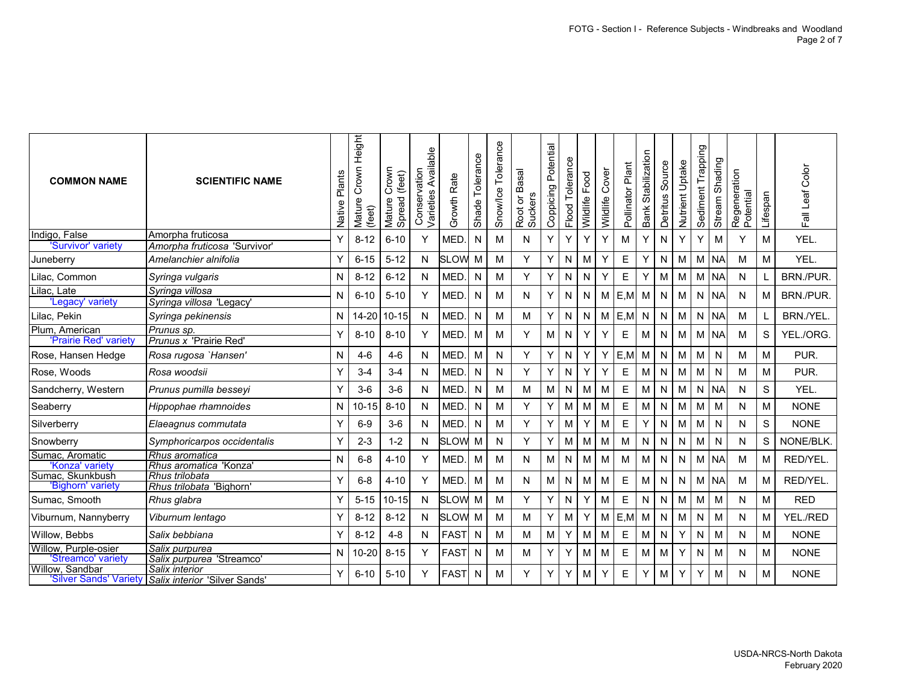| COMMON NAME | SCIENTIFIC NAME | Native Plants | Mature Crown Height (feet) | Mature Crown Spread (feet) | Conservation Varieties Available | Growth Rate | Shade Tolerance | Snow/Ice Tolerance | Root or Basal Suckers | Coppicing Potential | Flood Tolerance | Wildlife Food | Wildlife Cover | Pollinator Plant | Bank Stabilization | Detritus Source | Nutrient Uptake | Sediment Trapping | Stream Shading | Regeneration Potential | Lifespan | Fall Leaf Color |
|---|---|---|---|---|---|---|---|---|---|---|---|---|---|---|---|---|---|---|---|---|---|---|
| Indigo, False<br>'Survivor' variety | *Amorpha fruticosa*<br>*Amorpha fruticosa* 'Survivor' | Y | 8-12 | 6-10 | Y | MED. | N | M | N | Y | Y | Y | Y | M | Y | N | Y | Y | M | Y | M | YEL. |
| Juneberry | *Amelanchier alnifolia* | Y | 6-15 | 5-12 | N | SLOW | M | M | Y | Y | N | M | Y | E | Y | N | M | M | NA | M | M | YEL. |
| Lilac, Common | *Syringa vulgaris* | N | 8-12 | 6-12 | N | MED. | N | M | Y | Y | N | N | Y | E | Y | M | M | M | NA | N | L | BRN./PUR. |
| Lilac, Late<br>'Legacy' variety | *Syringa villosa*<br>*Syringa villosa* 'Legacy' | N | 6-10 | 5-10 | Y | MED. | N | M | N | Y | N | N | M | E,M | M | N | M | N | NA | N | M | BRN./PUR. |
| Lilac, Pekin | *Syringa pekinensis* | N | 14-20 | 10-15 | N | MED. | N | M | M | Y | N | N | M | E,M | N | N | M | N | NA | M | L | BRN./YEL. |
| Plum, American<br>'Prairie Red' variety | *Prunus sp.*<br>*Prunus x* 'Prairie Red' | Y | 8-10 | 8-10 | Y | MED. | M | M | Y | M | N | Y | Y | E | M | N | M | M | NA | M | S | YEL./ORG. |
| Rose, Hansen Hedge | *Rosa rugosa `Hansen'* | N | 4-6 | 4-6 | N | MED. | M | N | Y | Y | N | Y | Y | E,M | M | N | M | M | N | M | M | PUR. |
| Rose, Woods | *Rosa woodsii* | Y | 3-4 | 3-4 | N | MED. | N | N | Y | Y | N | Y | Y | E | M | N | M | M | N | M | M | PUR. |
| Sandcherry, Western | *Prunus pumilla besseyi* | Y | 3-6 | 3-6 | N | MED. | N | M | M | M | N | M | M | E | M | N | M | N | NA | N | S | YEL. |
| Seaberry | *Hippophae rhamnoides* | N | 10-15 | 8-10 | N | MED. | N | M | Y | Y | M | M | M | E | M | N | M | M | M | N | M | NONE |
| Silverberry | *Elaeagnus commutata* | Y | 6-9 | 3-6 | N | MED. | N | M | Y | Y | M | Y | M | E | Y | N | M | M | N | N | S | NONE |
| Snowberry | *Symphoricarpos occidentalis* | Y | 2-3 | 1-2 | N | SLOW | M | N | Y | Y | M | M | M | M | N | N | N | M | N | N | S | NONE/BLK. |
| Sumac, Aromatic<br>'Konza' variety | *Rhus aromatica*<br>*Rhus aromatica* 'Konza' | N | 6-8 | 4-10 | Y | MED. | M | M | N | M | N | M | M | M | M | N | N | M | NA | M | M | RED/YEL. |
| Sumac, Skunkbush<br>'Bighorn' variety | *Rhus trilobata*<br>*Rhus trilobata* 'Bighorn' | Y | 6-8 | 4-10 | Y | MED. | M | M | N | M | N | M | M | E | M | N | N | M | NA | M | M | RED/YEL. |
| Sumac, Smooth | *Rhus glabra* | Y | 5-15 | 10-15 | N | SLOW | M | M | Y | Y | N | Y | M | E | N | N | M | M | M | N | M | RED |
| Viburnum, Nannyberry | *Viburnum lentago* | Y | 8-12 | 8-12 | N | SLOW | M | M | M | Y | M | Y | M | E,M | M | N | M | N | M | N | M | YEL./RED |
| Willow, Bebbs | *Salix bebbiana* | Y | 8-12 | 4-8 | N | FAST | N | M | M | M | Y | M | M | E | M | N | Y | N | M | N | M | NONE |
| Willow, Purple-osier<br>'Streamco' variety | *Salix purpurea*<br>*Salix purpurea* 'Streamco' | N | 10-20 | 8-15 | Y | FAST | N | M | M | Y | Y | M | M | E | M | M | Y | N | M | N | M | NONE |
| Willow, Sandbar<br>'Silver Sands' Variety | *Salix interior*<br>*Salix interior* 'Silver Sands' | Y | 6-10 | 5-10 | Y | FAST | N | M | Y | Y | Y | M | Y | E | Y | M | Y | Y | M | N | M | NONE |

USDA-NRCS-North Dakota
February 2020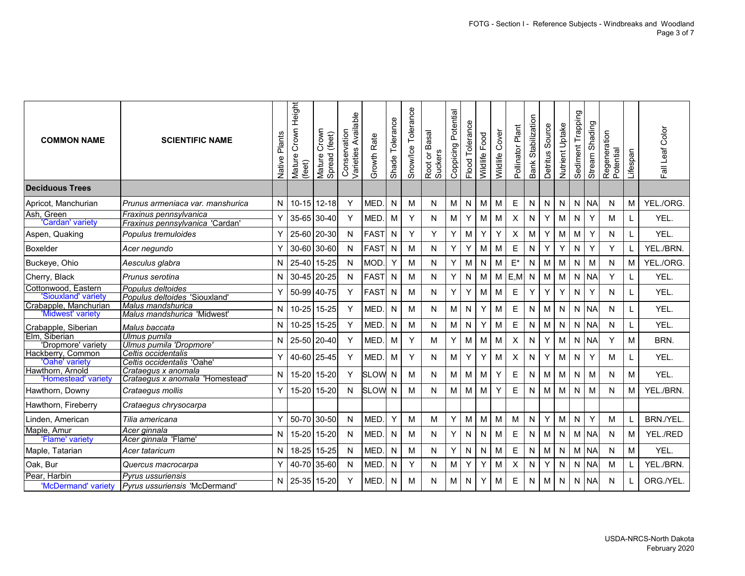| COMMON NAME | SCIENTIFIC NAME | Native Plants | Mature Crown Height (feet) | Mature Crown Spread (feet) | Conservation Varieties Available | Growth Rate | Shade Tolerance | Snow/Ice Tolerance | Root or Basal Suckers | Coppicing Potential | Flood Tolerance | Wildlife Food | Wildlife Cover | Pollinator Plant | Bank Stabilization | Detritus Source | Nutrient Uptake | Sediment Trapping | Stream Shading | Regeneration Potential | Lifespan | Fall Leaf Color |
|---|---|---|---|---|---|---|---|---|---|---|---|---|---|---|---|---|---|---|---|---|---|---|
| **Deciduous Trees** | | | | | | | | | | | | | | | | | | | | | | |
| Apricot, Manchurian | *Prunus armeniaca var. manshurica* | N | 10-15 | 12-18 | Y | MED. | N | M | N | M | N | M | M | E | N | N | N | N | NA | N | M | YEL./ORG. |
| Ash, Green<br>'Cardan' variety | *Fraxinus pennsylvanica*<br>*Fraxinus pennsylvanica* 'Cardan' | Y | 35-65 | 30-40 | Y | MED. | M | Y | N | M | Y | M | M | X | N | Y | M | N | Y | M | L | YEL. |
| Aspen, Quaking | *Populus tremuloides* | Y | 25-60 | 20-30 | N | FAST | N | Y | Y | Y | M | Y | Y | X | M | Y | M | M | Y | N | L | YEL. |
| Boxelder | *Acer negundo* | Y | 30-60 | 30-60 | N | FAST | N | M | N | Y | Y | M | M | E | N | Y | Y | N | Y | Y | L | YEL./BRN. |
| Buckeye, Ohio | *Aesculus glabra* | N | 25-40 | 15-25 | N | MOD. | Y | M | N | Y | M | N | M | E* | N | M | M | N | M | N | M | YEL./ORG. |
| Cherry, Black | *Prunus serotina* | N | 30-45 | 20-25 | N | FAST | N | M | N | Y | N | M | M | E,M | N | M | M | N | NA | Y | L | YEL. |
| Cottonwood, Eastern<br>'Siouxland' variety | *Populus deltoides*<br>*Populus deltoides* 'Siouxland' | Y | 50-99 | 40-75 | Y | FAST | N | M | N | Y | Y | M | M | E | Y | Y | Y | N | Y | N | L | YEL. |
| Crabapple, Manchurian<br>'Midwest' variety | *Malus mandshurica*<br>*Malus mandshurica* 'Midwest' | N | 10-25 | 15-25 | Y | MED. | N | M | N | M | N | Y | M | E | N | M | N | N | NA | N | L | YEL. |
| Crabapple, Siberian | *Malus baccata* | N | 10-25 | 15-25 | Y | MED. | N | M | N | M | N | Y | M | E | N | M | N | N | NA | N | L | YEL. |
| Elm, Siberian<br>'Dropmore' variety | *Ulmus pumila*<br>*Ulmus pumila 'Dropmore'* | N | 25-50 | 20-40 | Y | MED. | M | Y | M | Y | M | M | M | X | N | Y | M | N | NA | Y | M | BRN. |
| Hackberry, Common<br>'Oahe' variety | *Celtis occidentalis*<br>*Celtis occidentalis* 'Oahe' | Y | 40-60 | 25-45 | Y | MED. | M | Y | N | M | Y | Y | M | X | N | Y | M | N | Y | M | L | YEL. |
| Hawthorn, Arnold<br>'Homestead' variety | *Crataegus x anomala*<br>*Crataegus x anomala* 'Homestead' | N | 15-20 | 15-20 | Y | SLOW | N | M | N | M | M | M | Y | E | N | M | M | N | M | N | M | YEL. |
| Hawthorn, Downy | *Crataegus mollis* | Y | 15-20 | 15-20 | N | SLOW | N | M | N | M | M | M | Y | E | N | M | M | N | M | N | M | YEL./BRN. |
| Hawthorn, Fireberry | *Crataegus chrysocarpa* | | | | | | | | | | | | | | | | | | | | | |
| Linden, American | *Tilia americana* | Y | 50-70 | 30-50 | N | MED. | Y | M | M | Y | M | M | M | M | N | Y | M | N | Y | M | L | BRN./YEL. |
| Maple, Amur<br>'Flame' variety | *Acer ginnala*<br>*Acer ginnala* 'Flame' | N | 15-20 | 15-20 | N | MED. | N | M | N | Y | N | N | M | E | N | M | N | M | NA | N | M | YEL./RED |
| Maple, Tatarian | *Acer tataricum* | N | 18-25 | 15-25 | N | MED. | N | M | N | Y | N | N | M | E | N | M | N | M | NA | N | M | YEL. |
| Oak, Bur | *Quercus macrocarpa* | Y | 40-70 | 35-60 | N | MED. | N | Y | N | M | Y | Y | M | X | N | Y | N | N | NA | M | L | YEL./BRN. |
| Pear, Harbin<br>'McDermand' variety | *Pyrus ussuriensis*<br>*Pyrus ussuriensis* 'McDermand' | N | 25-35 | 15-20 | Y | MED. | N | M | N | M | N | Y | M | E | N | M | N | N | NA | N | L | ORG./YEL. |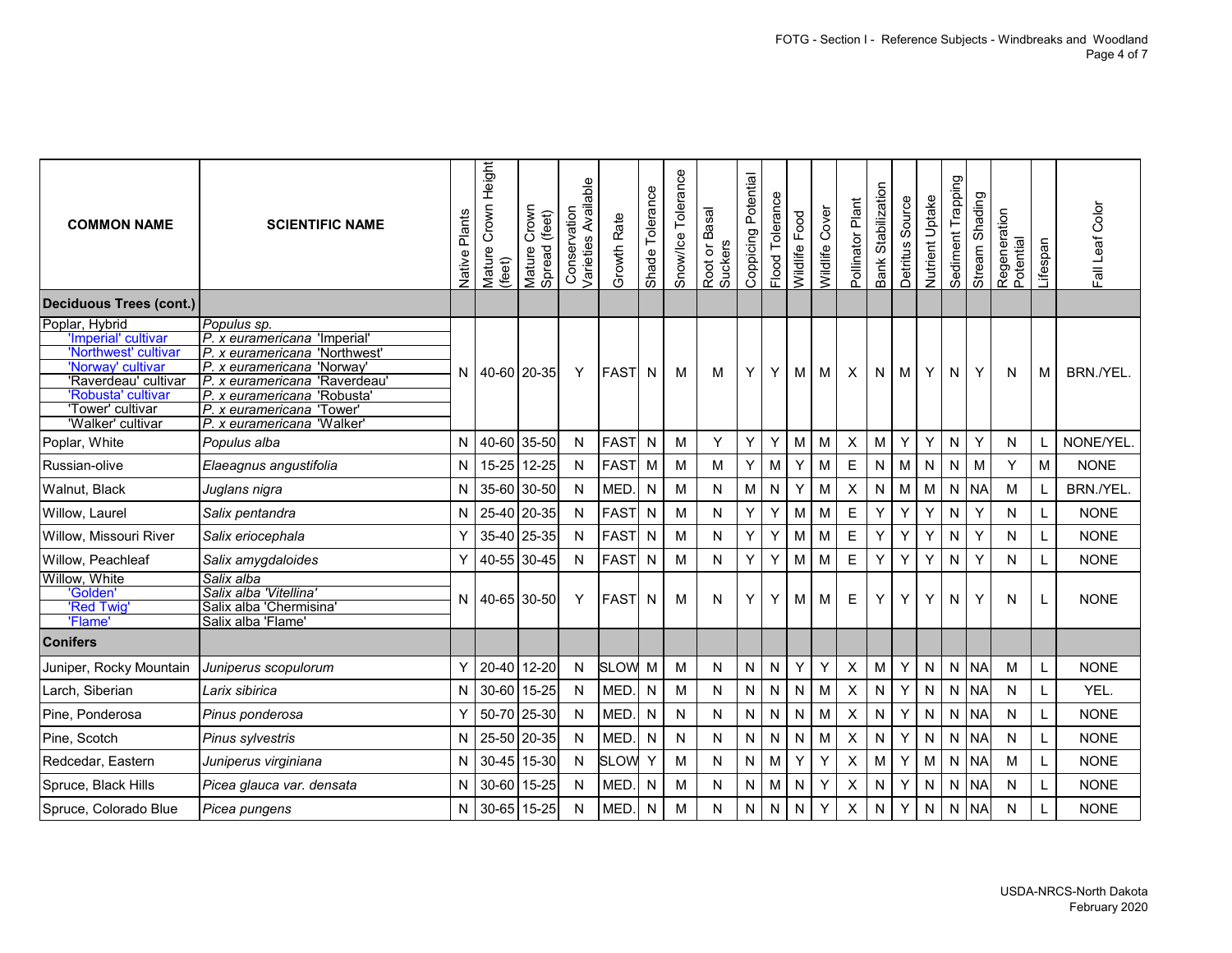| COMMON NAME | SCIENTIFIC NAME | Native Plants | Mature Crown Height (feet) | Mature Crown Spread (feet) | Conservation Varieties Available | Growth Rate | Shade Tolerance | Snow/Ice Tolerance | Root or Basal Suckers | Coppicing Potential | Flood Tolerance | Wildlife Food | Wildlife Cover | Pollinator Plant | Bank Stabilization | Detritus Source | Nutrient Uptake | Sediment Trapping | Stream Shading | Regeneration Potential | Lifespan | Fall Leaf Color |
|---|---|---|---|---|---|---|---|---|---|---|---|---|---|---|---|---|---|---|---|---|---|---|
| **Deciduous Trees (cont.)** | | | | | | | | | | | | | | | | | | | | | | |
| Poplar, Hybrid<br>'Imperial' cultivar<br>'Northwest' cultivar<br>'Norway' cultivar<br>'Raverdeau' cultivar<br>'Robusta' cultivar<br>'Tower' cultivar<br>'Walker' cultivar | *Populus sp.*<br>*P. x euramericana* 'Imperial'<br>*P. x euramericana* 'Northwest'<br>*P. x euramericana* 'Norway'<br>*P. x euramericana* 'Raverdeau'<br>*P. x euramericana* 'Robusta'<br>*P. x euramericana* 'Tower'<br>*P. x euramericana* 'Walker' | N | 40-60 | 20-35 | Y | FAST | N | M | M | Y | Y | M | M | X | N | M | Y | N | Y | N | M | BRN./YEL. |
| Poplar, White | *Populus alba* | N | 40-60 | 35-50 | N | FAST | N | M | Y | Y | Y | M | M | X | M | Y | Y | N | Y | N | L | NONE/YEL. |
| Russian-olive | *Elaeagnus angustifolia* | N | 15-25 | 12-25 | N | FAST | M | M | M | Y | M | Y | M | E | N | M | N | N | M | Y | M | NONE |
| Walnut, Black | *Juglans nigra* | N | 35-60 | 30-50 | N | MED. | N | M | N | M | N | Y | M | X | N | M | M | N | NA | M | L | BRN./YEL. |
| Willow, Laurel | *Salix pentandra* | N | 25-40 | 20-35 | N | FAST | N | M | N | Y | Y | M | M | E | Y | Y | Y | N | Y | N | L | NONE |
| Willow, Missouri River | *Salix eriocephala* | Y | 35-40 | 25-35 | N | FAST | N | M | N | Y | Y | M | M | E | Y | Y | Y | N | Y | N | L | NONE |
| Willow, Peachleaf | *Salix amygdaloides* | Y | 40-55 | 30-45 | N | FAST | N | M | N | Y | Y | M | M | E | Y | Y | Y | N | Y | N | L | NONE |
| Willow, White<br>'Golden'<br>'Red Twig'<br>'Flame' | *Salix alba*<br>*Salix alba 'Vitellina'*<br>Salix alba 'Chermisina'<br>Salix alba 'Flame' | N | 40-65 | 30-50 | Y | FAST | N | M | N | Y | Y | M | M | E | Y | Y | Y | N | Y | N | L | NONE |
| **Conifers** | | | | | | | | | | | | | | | | | | | | | | |
| Juniper, Rocky Mountain | *Juniperus scopulorum* | Y | 20-40 | 12-20 | N | SLOW | M | M | N | N | N | Y | Y | X | M | Y | N | N | NA | M | L | NONE |
| Larch, Siberian | *Larix sibirica* | N | 30-60 | 15-25 | N | MED. | N | M | N | N | N | N | M | X | N | Y | N | N | NA | N | L | YEL. |
| Pine, Ponderosa | *Pinus ponderosa* | Y | 50-70 | 25-30 | N | MED. | N | N | N | N | N | N | M | X | N | Y | N | N | NA | N | L | NONE |
| Pine, Scotch | *Pinus sylvestris* | N | 25-50 | 20-35 | N | MED. | N | N | N | N | N | N | M | X | N | Y | N | N | NA | N | L | NONE |
| Redcedar, Eastern | *Juniperus virginiana* | N | 30-45 | 15-30 | N | SLOW | Y | M | N | N | M | Y | Y | X | M | Y | M | N | NA | M | L | NONE |
| Spruce, Black Hills | *Picea glauca var. densata* | N | 30-60 | 15-25 | N | MED. | N | M | N | N | M | N | Y | X | N | Y | N | N | NA | N | L | NONE |
| Spruce, Colorado Blue | *Picea pungens* | N | 30-65 | 15-25 | N | MED. | N | M | N | N | N | N | Y | X | N | Y | N | N | NA | N | L | NONE |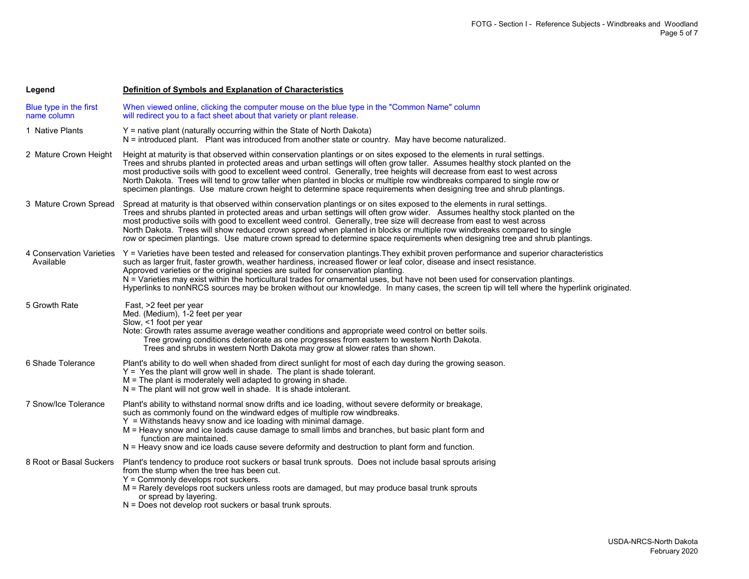| Legend | Definition of Symbols and Explanation of Characteristics |
|---|---|
| Blue type in the first name column | When viewed online, clicking the computer mouse on the blue type in the "Common Name" column will redirect you to a fact sheet about that variety or plant release. |
| 1 Native Plants | Y = native plant (naturally occurring within the State of North Dakota)<br>N = introduced plant. Plant was introduced from another state or country. May have become naturalized. |
| 2 Mature Crown Height | Height at maturity is that observed within conservation plantings or on sites exposed to the elements in rural settings. Trees and shrubs planted in protected areas and urban settings will often grow taller. Assumes healthy stock planted on the most productive soils with good to excellent weed control. Generally, tree heights will decrease from east to west across North Dakota. Trees will tend to grow taller when planted in blocks or multiple row windbreaks compared to single row or specimen plantings. Use mature crown height to determine space requirements when designing tree and shrub plantings. |
| 3 Mature Crown Spread | Spread at maturity is that observed within conservation plantings or on sites exposed to the elements in rural settings. Trees and shrubs planted in protected areas and urban settings will often grow wider. Assumes healthy stock planted on the most productive soils with good to excellent weed control. Generally, tree size will decrease from east to west across North Dakota. Trees will show reduced crown spread when planted in blocks or multiple row windbreaks compared to single row or specimen plantings. Use mature crown spread to determine space requirements when designing tree and shrub plantings. |
| 4 Conservation Varieties Available | Y = Varieties have been tested and released for conservation plantings.They exhibit proven performance and superior characteristics such as larger fruit, faster growth, weather hardiness, increased flower or leaf color, disease and insect resistance. Approved varieties or the original species are suited for conservation planting.<br>N = Varieties may exist within the horticultural trades for ornamental uses, but have not been used for conservation plantings.<br>Hyperlinks to nonNRCS sources may be broken without our knowledge. In many cases, the screen tip will tell where the hyperlink originated. |
| 5 Growth Rate | Fast, >2 feet per year<br>Med. (Medium), 1-2 feet per year<br>Slow, <1 foot per year<br>Note: Growth rates assume average weather conditions and appropriate weed control on better soils. Tree growing conditions deteriorate as one progresses from eastern to western North Dakota. Trees and shrubs in western North Dakota may grow at slower rates than shown. |
| 6 Shade Tolerance | Plant's ability to do well when shaded from direct sunlight for most of each day during the growing season.<br>Y = Yes the plant will grow well in shade. The plant is shade tolerant.<br>M = The plant is moderately well adapted to growing in shade.<br>N = The plant will not grow well in shade. It is shade intolerant. |
| 7 Snow/Ice Tolerance | Plant's ability to withstand normal snow drifts and ice loading, without severe deformity or breakage, such as commonly found on the windward edges of multiple row windbreaks.<br>Y = Withstands heavy snow and ice loading with minimal damage.<br>M = Heavy snow and ice loads cause damage to small limbs and branches, but basic plant form and function are maintained.<br>N = Heavy snow and ice loads cause severe deformity and destruction to plant form and function. |
| 8 Root or Basal Suckers | Plant's tendency to produce root suckers or basal trunk sprouts. Does not include basal sprouts arising from the stump when the tree has been cut.<br>Y = Commonly develops root suckers.<br>M = Rarely develops root suckers unless roots are damaged, but may produce basal trunk sprouts or spread by layering.<br>N = Does not develop root suckers or basal trunk sprouts. |

USDA-NRCS-North Dakota
February 2020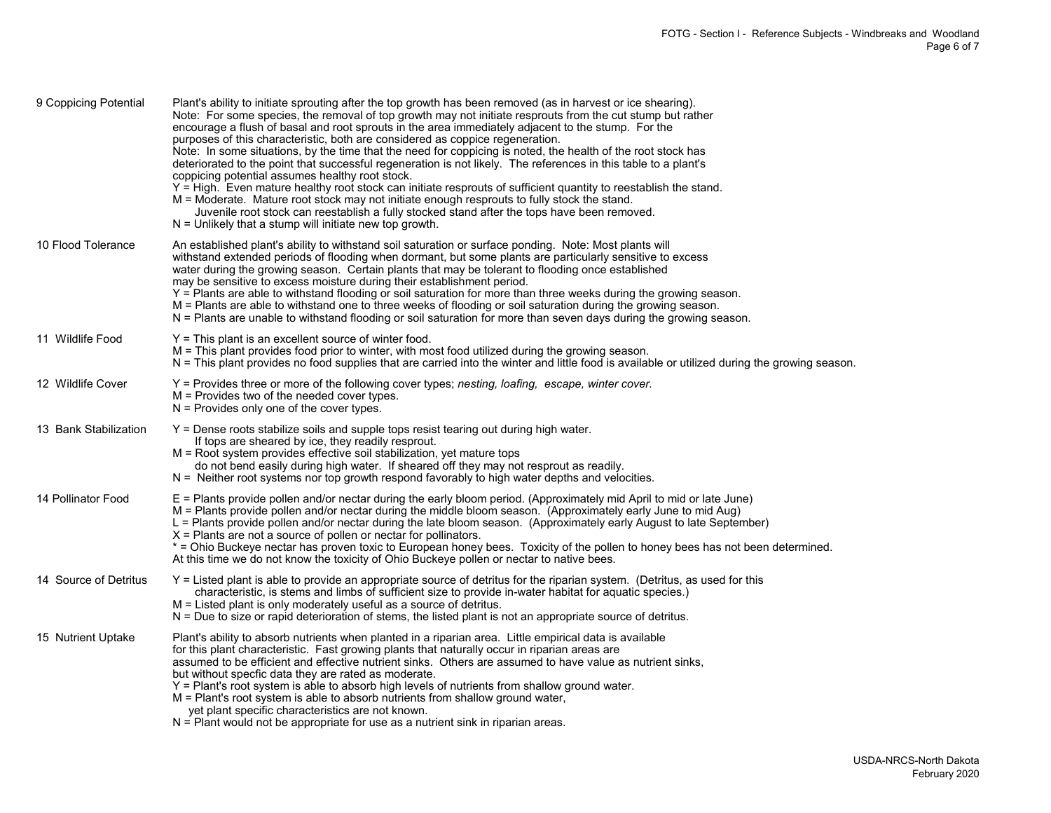**9 Coppicing Potential**

Plant's ability to initiate sprouting after the top growth has been removed (as in harvest or ice shearing).
Note: For some species, the removal of top growth may not initiate resprouts from the cut stump but rather encourage a flush of basal and root sprouts in the area immediately adjacent to the stump. For the purposes of this characteristic, both are considered as coppice regeneration.
Note: In some situations, by the time that the need for coppicing is noted, the health of the root stock has deteriorated to the point that successful regeneration is not likely. The references in this table to a plant's coppicing potential assumes healthy root stock.

- Y = High. Even mature healthy root stock can initiate resprouts of sufficient quantity to reestablish the stand.
- M = Moderate. Mature root stock may not initiate enough resprouts to fully stock the stand. Juvenile root stock can reestablish a fully stocked stand after the tops have been removed.
- N = Unlikely that a stump will initiate new top growth.

**10 Flood Tolerance**

An established plant's ability to withstand soil saturation or surface ponding. Note: Most plants will withstand extended periods of flooding when dormant, but some plants are particularly sensitive to excess water during the growing season. Certain plants that may be tolerant to flooding once established may be sensitive to excess moisture during their establishment period.

- Y = Plants are able to withstand flooding or soil saturation for more than three weeks during the growing season.
- M = Plants are able to withstand one to three weeks of flooding or soil saturation during the growing season.
- N = Plants are unable to withstand flooding or soil saturation for more than seven days during the growing season.

**11 Wildlife Food**

- Y = This plant is an excellent source of winter food.
- M = This plant provides food prior to winter, with most food utilized during the growing season.
- N = This plant provides no food supplies that are carried into the winter and little food is available or utilized during the growing season.

**12 Wildlife Cover**

- Y = Provides three or more of the following cover types; *nesting, loafing, escape, winter cover.*
- M = Provides two of the needed cover types.
- N = Provides only one of the cover types.

**13 Bank Stabilization**

- Y = Dense roots stabilize soils and supple tops resist tearing out during high water. If tops are sheared by ice, they readily resprout.
- M = Root system provides effective soil stabilization, yet mature tops do not bend easily during high water. If sheared off they may not resprout as readily.
- N = Neither root systems nor top growth respond favorably to high water depths and velocities.

**14 Pollinator Food**

- E = Plants provide pollen and/or nectar during the early bloom period. (Approximately mid April to mid or late June)
- M = Plants provide pollen and/or nectar during the middle bloom season. (Approximately early June to mid Aug)
- L = Plants provide pollen and/or nectar during the late bloom season. (Approximately early August to late September)
- X = Plants are not a source of pollen or nectar for pollinators.
- * = Ohio Buckeye nectar has proven toxic to European honey bees. Toxicity of the pollen to honey bees has not been determined.

At this time we do not know the toxicity of Ohio Buckeye pollen or nectar to native bees.

**14 Source of Detritus**

- Y = Listed plant is able to provide an appropriate source of detritus for the riparian system. (Detritus, as used for this characteristic, is stems and limbs of sufficient size to provide in-water habitat for aquatic species.)
- M = Listed plant is only moderately useful as a source of detritus.
- N = Due to size or rapid deterioration of stems, the listed plant is not an appropriate source of detritus.

**15 Nutrient Uptake**

Plant's ability to absorb nutrients when planted in a riparian area. Little empirical data is available for this plant characteristic. Fast growing plants that naturally occur in riparian areas are assumed to be efficient and effective nutrient sinks. Others are assumed to have value as nutrient sinks, but without specfic data they are rated as moderate.

- Y = Plant's root system is able to absorb high levels of nutrients from shallow ground water.
- M = Plant's root system is able to absorb nutrients from shallow ground water, yet plant specific characteristics are not known.
- N = Plant would not be appropriate for use as a nutrient sink in riparian areas.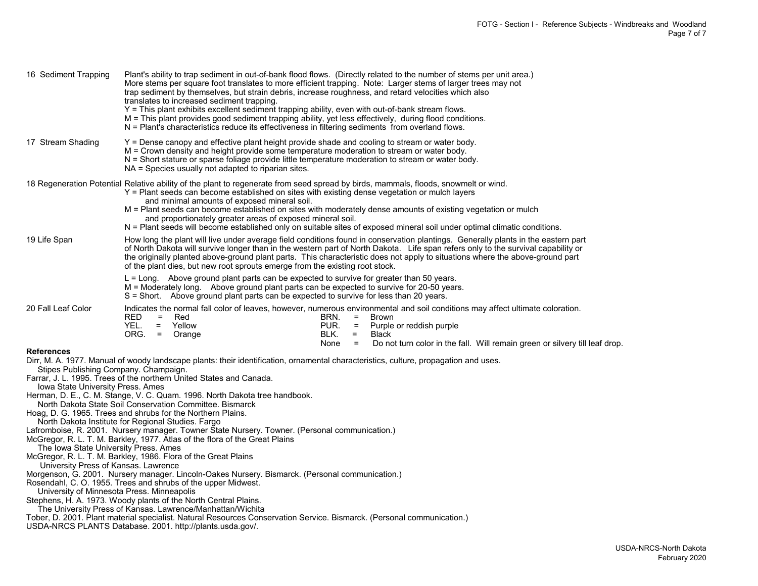**16 Sediment Trapping**

Plant's ability to trap sediment in out-of-bank flood flows. (Directly related to the number of stems per unit area.) More stems per square foot translates to more efficient trapping. Note: Larger stems of larger trees may not trap sediment by themselves, but strain debris, increase roughness, and retard velocities which also translates to increased sediment trapping.
Y = This plant exhibits excellent sediment trapping ability, even with out-of-bank stream flows.
M = This plant provides good sediment trapping ability, yet less effectively, during flood conditions.
N = Plant's characteristics reduce its effectiveness in filtering sediments from overland flows.

**17 Stream Shading**

Y = Dense canopy and effective plant height provide shade and cooling to stream or water body.
M = Crown density and height provide some temperature moderation to stream or water body.
N = Short stature or sparse foliage provide little temperature moderation to stream or water body.
NA = Species usually not adapted to riparian sites.

**18 Regeneration Potential**

Relative ability of the plant to regenerate from seed spread by birds, mammals, floods, snowmelt or wind.
Y = Plant seeds can become established on sites with existing dense vegetation or mulch layers and minimal amounts of exposed mineral soil.
M = Plant seeds can become established on sites with moderately dense amounts of existing vegetation or mulch and proportionately greater areas of exposed mineral soil.
N = Plant seeds will become established only on suitable sites of exposed mineral soil under optimal climatic conditions.

**19 Life Span**

How long the plant will live under average field conditions found in conservation plantings. Generally plants in the eastern part of North Dakota will survive longer than in the western part of North Dakota. Life span refers only to the survival capability or the originally planted above-ground plant parts. This characteristic does not apply to situations where the above-ground part of the plant dies, but new root sprouts emerge from the existing root stock.

L = Long. Above ground plant parts can be expected to survive for greater than 50 years.
M = Moderately long. Above ground plant parts can be expected to survive for 20-50 years.
S = Short. Above ground plant parts can be expected to survive for less than 20 years.

**20 Fall Leaf Color**

Indicates the normal fall color of leaves, however, numerous environmental and soil conditions may affect ultimate coloration.

RED = Red
YEL. = Yellow
ORG. = Orange
BRN. = Brown
PUR. = Purple or reddish purple
BLK. = Black
None = Do not turn color in the fall. Will remain green or silvery till leaf drop.

## References

Dirr, M. A. 1977. Manual of woody landscape plants: their identification, ornamental characteristics, culture, propagation and uses. Stipes Publishing Company. Champaign.

Farrar, J. L. 1995. Trees of the northern United States and Canada. Iowa State University Press. Ames

Herman, D. E., C. M. Stange, V. C. Quam. 1996. North Dakota tree handbook. North Dakota State Soil Conservation Committee. Bismarck

Hoag, D. G. 1965. Trees and shrubs for the Northern Plains. North Dakota Institute for Regional Studies. Fargo

Lafromboise, R. 2001. Nursery manager. Towner State Nursery. Towner. (Personal communication.)

McGregor, R. L. T. M. Barkley, 1977. Atlas of the flora of the Great Plains The Iowa State University Press. Ames

McGregor, R. L. T. M. Barkley, 1986. Flora of the Great Plains University Press of Kansas. Lawrence

Morgenson, G. 2001. Nursery manager. Lincoln-Oakes Nursery. Bismarck. (Personal communication.)

Rosendahl, C. O. 1955. Trees and shrubs of the upper Midwest. University of Minnesota Press. Minneapolis

Stephens, H. A. 1973. Woody plants of the North Central Plains. The University Press of Kansas. Lawrence/Manhattan/Wichita

Tober, D. 2001. Plant material specialist. Natural Resources Conservation Service. Bismarck. (Personal communication.)

USDA-NRCS PLANTS Database. 2001. http://plants.usda.gov/.